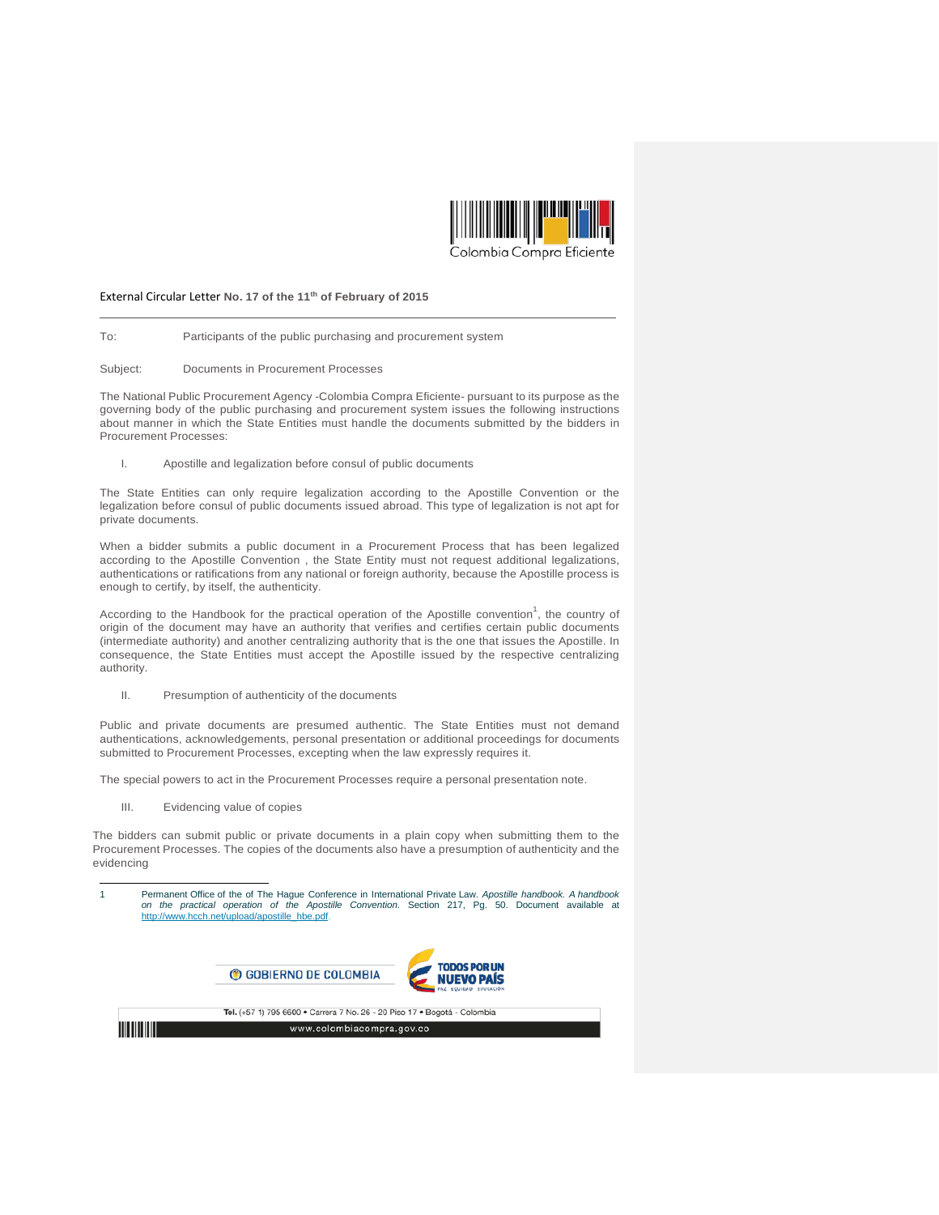External Circular Letter **No. 17 of the 11th of February of 2015**

---

To: Participants of the public purchasing and procurement system

Subject: Documents in Procurement Processes

The National Public Procurement Agency -Colombia Compra Eficiente- pursuant to its purpose as the governing body of the public purchasing and procurement system issues the following instructions about manner in which the State Entities must handle the documents submitted by the bidders in Procurement Processes:

## I. Apostille and legalization before consul of public documents

The State Entities can only require legalization according to the Apostille Convention or the legalization before consul of public documents issued abroad. This type of legalization is not apt for private documents.

When a bidder submits a public document in a Procurement Process that has been legalized according to the Apostille Convention , the State Entity must not request additional legalizations, authentications or ratifications from any national or foreign authority, because the Apostille process is enough to certify, by itself, the authenticity.

According to the Handbook for the practical operation of the Apostille convention[1], the country of origin of the document may have an authority that verifies and certifies certain public documents (intermediate authority) and another centralizing authority that is the one that issues the Apostille. In consequence, the State Entities must accept the Apostille issued by the respective centralizing authority.

## II. Presumption of authenticity of the documents

Public and private documents are presumed authentic. The State Entities must not demand authentications, acknowledgements, personal presentation or additional proceedings for documents submitted to Procurement Processes, excepting when the law expressly requires it.

The special powers to act in the Procurement Processes require a personal presentation note.

## III. Evidencing value of copies

The bidders can submit public or private documents in a plain copy when submitting them to the Procurement Processes. The copies of the documents also have a presumption of authenticity and the evidencing

---

1 Permanent Office of the of The Hague Conference in International Private Law. *Apostille handbook. A handbook on the practical operation of the Apostille Convention.* Section 217, Pg. 50. Document available at http://www.hcch.net/upload/apostille_hbe.pdf.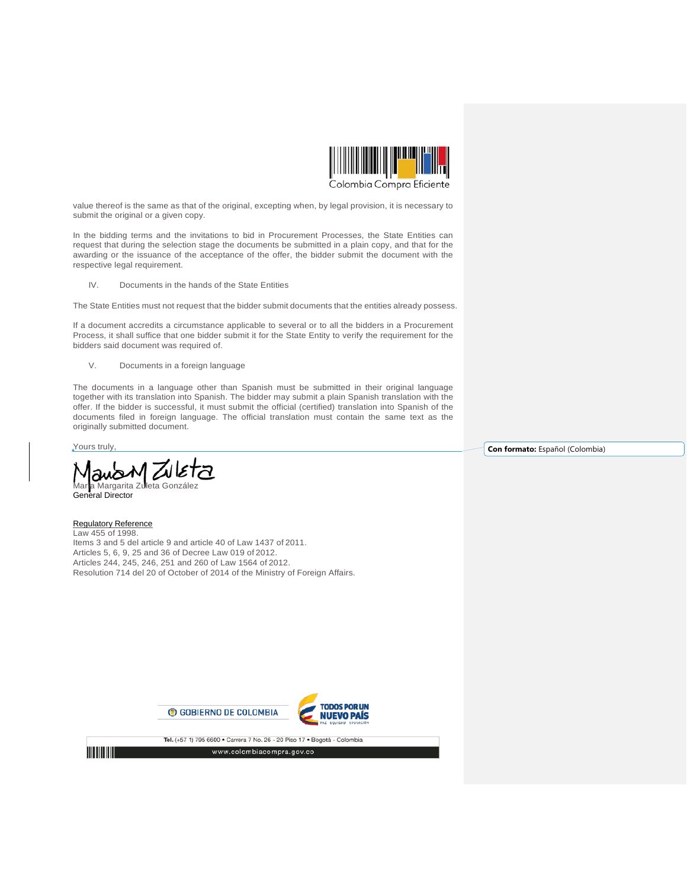value thereof is the same as that of the original, excepting when, by legal provision, it is necessary to submit the original or a given copy.

In the bidding terms and the invitations to bid in Procurement Processes, the State Entities can request that during the selection stage the documents be submitted in a plain copy, and that for the awarding or the issuance of the acceptance of the offer, the bidder submit the document with the respective legal requirement.

IV. Documents in the hands of the State Entities

The State Entities must not request that the bidder submit documents that the entities already possess.

If a document accredits a circumstance applicable to several or to all the bidders in a Procurement Process, it shall suffice that one bidder submit it for the State Entity to verify the requirement for the bidders said document was required of.

V. Documents in a foreign language

The documents in a language other than Spanish must be submitted in their original language together with its translation into Spanish. The bidder may submit a plain Spanish translation with the offer. If the bidder is successful, it must submit the official (certified) translation into Spanish of the documents filed in foreign language. The official translation must contain the same text as the originally submitted document.

Yours truly,

María Margarita Zuleta González
General Director

Regulatory Reference
Law 455 of 1998.
Items 3 and 5 del article 9 and article 40 of Law 1437 of 2011.
Articles 5, 6, 9, 25 and 36 of Decree Law 019 of 2012.
Articles 244, 245, 246, 251 and 260 of Law 1564 of 2012.
Resolution 714 del 20 of October of 2014 of the Ministry of Foreign Affairs.

**Con formato:** Español (Colombia)